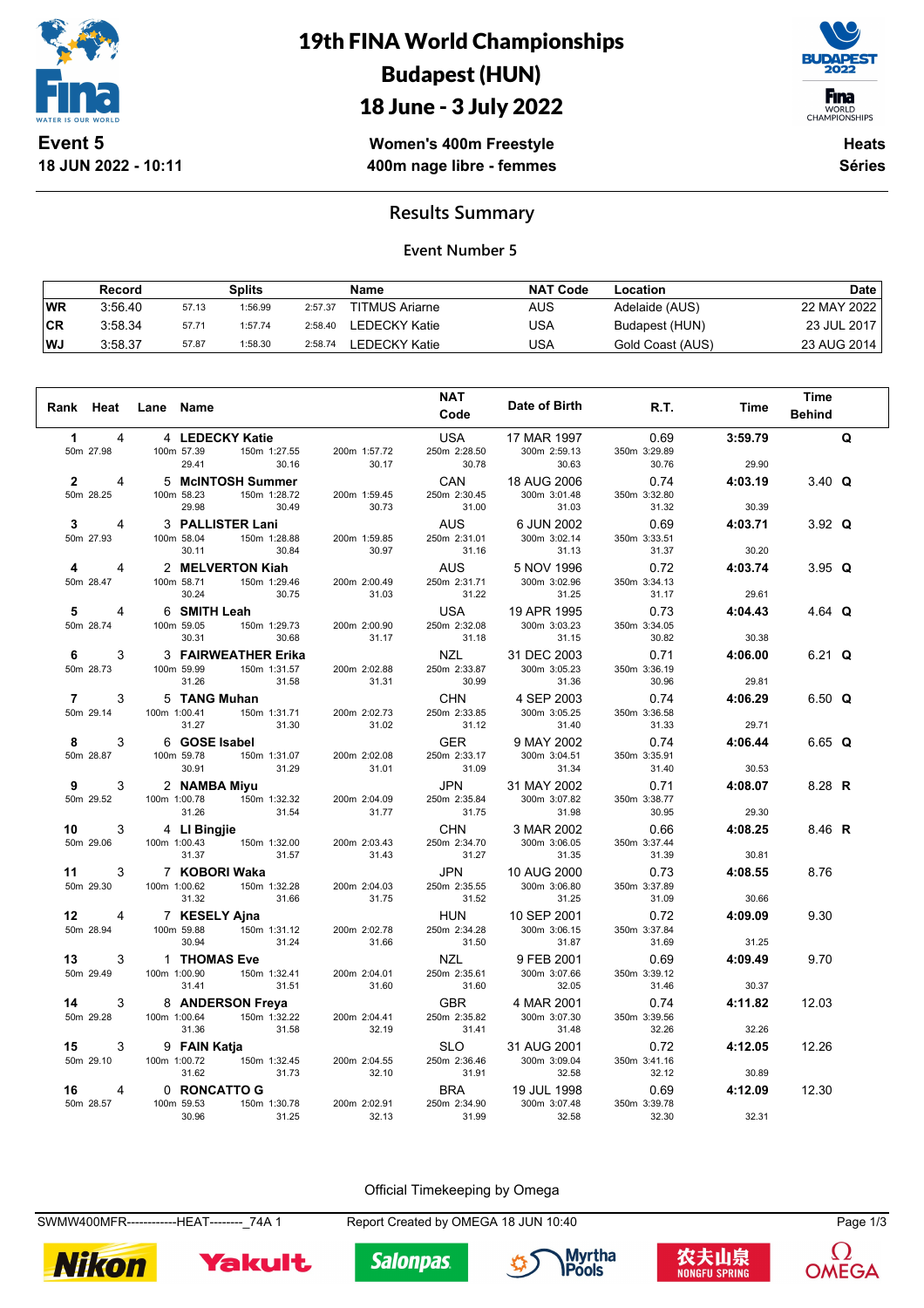# 19th FINA World Championships
# Budapest (HUN)
# 18 June - 3 July 2022

**Event 5**
**18 JUN 2022 - 10:11**

**Women's 400m Freestyle**
**400m nage libre - femmes**

**Heats**
**Séries**

## Results Summary

### Event Number 5

| | Record | Splits | | | Name | NAT Code | Location | Date |
|---|---|---|---|---|---|---|---|---|
| WR | 3:56.40 | 57.13 | 1:56.99 | 2:57.37 | TITMUS Ariarne | AUS | Adelaide (AUS) | 22 MAY 2022 |
| CR | 3:58.34 | 57.71 | 1:57.74 | 2:58.40 | LEDECKY Katie | USA | Budapest (HUN) | 23 JUL 2017 |
| WJ | 3:58.37 | 57.87 | 1:58.30 | 2:58.74 | LEDECKY Katie | USA | Gold Coast (AUS) | 23 AUG 2014 |

| Rank | Heat | Lane | Name | NAT Code | Date of Birth | R.T. | Time | Time Behind | |
|---|---|---|---|---|---|---|---|---|---|
| 1 | 4 | 4 | LEDECKY Katie | USA | 17 MAR 1997 | 0.69 | 3:59.79 | | Q |
| 50m 27.98 | | 100m 57.39 / 29.41 | 150m 1:27.55 / 30.16 · 200m 1:57.72 / 30.17 | 250m 2:28.50 / 30.78 | 300m 2:59.13 / 30.63 | 350m 3:29.89 / 30.76 | 29.90 | | |
| 2 | 4 | 5 | McINTOSH Summer | CAN | 18 AUG 2006 | 0.74 | 4:03.19 | 3.40 | Q |
| 50m 28.25 | | 100m 58.23 / 29.98 | 150m 1:28.72 / 30.49 · 200m 1:59.45 / 30.73 | 250m 2:30.45 / 31.00 | 300m 3:01.48 / 31.03 | 350m 3:32.80 / 31.32 | 30.39 | | |
| 3 | 4 | 3 | PALLISTER Lani | AUS | 6 JUN 2002 | 0.69 | 4:03.71 | 3.92 | Q |
| 50m 27.93 | | 100m 58.04 / 30.11 | 150m 1:28.88 / 30.84 · 200m 1:59.85 / 30.97 | 250m 2:31.01 / 31.16 | 300m 3:02.14 / 31.13 | 350m 3:33.51 / 31.37 | 30.20 | | |
| 4 | 4 | 2 | MELVERTON Kiah | AUS | 5 NOV 1996 | 0.72 | 4:03.74 | 3.95 | Q |
| 50m 28.47 | | 100m 58.71 / 30.24 | 150m 1:29.46 / 30.75 · 200m 2:00.49 / 31.03 | 250m 2:31.71 / 31.22 | 300m 3:02.96 / 31.25 | 350m 3:34.13 / 31.17 | 29.61 | | |
| 5 | 4 | 6 | SMITH Leah | USA | 19 APR 1995 | 0.73 | 4:04.43 | 4.64 | Q |
| 50m 28.74 | | 100m 59.05 / 30.31 | 150m 1:29.73 / 30.68 · 200m 2:00.90 / 31.17 | 250m 2:32.08 / 31.18 | 300m 3:03.23 / 31.15 | 350m 3:34.05 / 30.82 | 30.38 | | |
| 6 | 3 | 3 | FAIRWEATHER Erika | NZL | 31 DEC 2003 | 0.71 | 4:06.00 | 6.21 | Q |
| 50m 28.73 | | 100m 59.99 / 31.26 | 150m 1:31.57 / 31.58 · 200m 2:02.88 / 31.31 | 250m 2:33.87 / 30.99 | 300m 3:05.23 / 31.36 | 350m 3:36.19 / 30.96 | 29.81 | | |
| 7 | 3 | 5 | TANG Muhan | CHN | 4 SEP 2003 | 0.74 | 4:06.29 | 6.50 | Q |
| 50m 29.14 | | 100m 1:00.41 / 31.27 | 150m 1:31.71 / 31.30 · 200m 2:02.73 / 31.02 | 250m 2:33.85 / 31.12 | 300m 3:05.25 / 31.40 | 350m 3:36.58 / 31.33 | 29.71 | | |
| 8 | 3 | 6 | GOSE Isabel | GER | 9 MAY 2002 | 0.74 | 4:06.44 | 6.65 | Q |
| 50m 28.87 | | 100m 59.78 / 30.91 | 150m 1:31.07 / 31.29 · 200m 2:02.08 / 31.01 | 250m 2:33.17 / 31.09 | 300m 3:04.51 / 31.34 | 350m 3:35.91 / 31.40 | 30.53 | | |
| 9 | 3 | 2 | NAMBA Miyu | JPN | 31 MAY 2002 | 0.71 | 4:08.07 | 8.28 | R |
| 50m 29.52 | | 100m 1:00.78 / 31.26 | 150m 1:32.32 / 31.54 · 200m 2:04.09 / 31.77 | 250m 2:35.84 / 31.75 | 300m 3:07.82 / 31.98 | 350m 3:38.77 / 30.95 | 29.30 | | |
| 10 | 3 | 4 | LI Bingjie | CHN | 3 MAR 2002 | 0.66 | 4:08.25 | 8.46 | R |
| 50m 29.06 | | 100m 1:00.43 / 31.37 | 150m 1:32.00 / 31.57 · 200m 2:03.43 / 31.43 | 250m 2:34.70 / 31.27 | 300m 3:06.05 / 31.35 | 350m 3:37.44 / 31.39 | 30.81 | | |
| 11 | 3 | 7 | KOBORI Waka | JPN | 10 AUG 2000 | 0.73 | 4:08.55 | 8.76 | |
| 50m 29.30 | | 100m 1:00.62 / 31.32 | 150m 1:32.28 / 31.66 · 200m 2:04.03 / 31.75 | 250m 2:35.55 / 31.52 | 300m 3:06.80 / 31.25 | 350m 3:37.89 / 31.09 | 30.66 | | |
| 12 | 4 | 7 | KESELY Ajna | HUN | 10 SEP 2001 | 0.72 | 4:09.09 | 9.30 | |
| 50m 28.94 | | 100m 59.88 / 30.94 | 150m 1:31.12 / 31.24 · 200m 2:02.78 / 31.66 | 250m 2:34.28 / 31.50 | 300m 3:06.15 / 31.87 | 350m 3:37.84 / 31.69 | 31.25 | | |
| 13 | 3 | 1 | THOMAS Eve | NZL | 9 FEB 2001 | 0.69 | 4:09.49 | 9.70 | |
| 50m 29.49 | | 100m 1:00.90 / 31.41 | 150m 1:32.41 / 31.51 · 200m 2:04.01 / 31.60 | 250m 2:35.61 / 31.60 | 300m 3:07.66 / 32.05 | 350m 3:39.12 / 31.46 | 30.37 | | |
| 14 | 3 | 8 | ANDERSON Freya | GBR | 4 MAR 2001 | 0.74 | 4:11.82 | 12.03 | |
| 50m 29.28 | | 100m 1:00.64 / 31.36 | 150m 1:32.22 / 31.58 · 200m 2:04.41 / 32.19 | 250m 2:35.82 / 31.41 | 300m 3:07.30 / 31.48 | 350m 3:39.56 / 32.26 | 32.26 | | |
| 15 | 3 | 9 | FAIN Katja | SLO | 31 AUG 2001 | 0.72 | 4:12.05 | 12.26 | |
| 50m 29.10 | | 100m 1:00.72 / 31.62 | 150m 1:32.45 / 31.73 · 200m 2:04.55 / 32.10 | 250m 2:36.46 / 31.91 | 300m 3:09.04 / 32.58 | 350m 3:41.16 / 32.12 | 30.89 | | |
| 16 | 4 | 0 | RONCATTO G | BRA | 19 JUL 1998 | 0.69 | 4:12.09 | 12.30 | |
| 50m 28.57 | | 100m 59.53 / 30.96 | 150m 1:30.78 / 31.25 · 200m 2:02.91 / 32.13 | 250m 2:34.90 / 31.99 | 300m 3:07.48 / 32.58 | 350m 3:39.78 / 32.30 | 32.31 | | |

Official Timekeeping by Omega

SWMW400MFR------------HEAT--------_74A 1 Report Created by OMEGA 18 JUN 10:40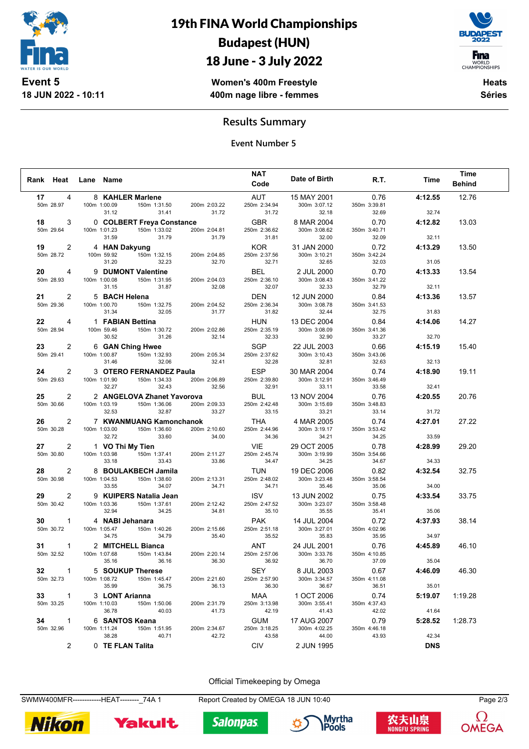# 19th FINA World Championships Budapest (HUN) 18 June - 3 July 2022

**Event 5**
**18 JUN 2022 - 10:11**

**Women's 400m Freestyle**
**400m nage libre - femmes**

**Heats**
**Séries**

## Results Summary

### Event Number 5

| Rank | Heat | Lane | Name | NAT Code | Date of Birth | R.T. | Time | Time Behind |
|---|---|---|---|---|---|---|---|---|
| 17 | 4 | 8 | KAHLER Marlene | AUT | 15 MAY 2001 | 0.76 | 4:12.55 | 12.76 |
| | | | 50m 28.97 / 100m 1:00.09 (31.12) / 150m 1:31.50 (31.41) / 200m 2:03.22 (31.72) | 250m 2:34.94 (31.72) | 300m 3:07.12 (32.18) | 350m 3:39.81 (32.69) | 32.74 | |
| 18 | 3 | 0 | COLBERT Freya Constance | GBR | 8 MAR 2004 | 0.70 | 4:12.82 | 13.03 |
| | | | 50m 29.64 / 100m 1:01.23 (31.59) / 150m 1:33.02 (31.79) / 200m 2:04.81 (31.79) | 250m 2:36.62 (31.81) | 300m 3:08.62 (32.00) | 350m 3:40.71 (32.09) | 32.11 | |
| 19 | 2 | 4 | HAN Dakyung | KOR | 31 JAN 2000 | 0.72 | 4:13.29 | 13.50 |
| | | | 50m 28.72 / 100m 59.92 (31.20) / 150m 1:32.15 (32.23) / 200m 2:04.85 (32.70) | 250m 2:37.56 (32.71) | 300m 3:10.21 (32.65) | 350m 3:42.24 (32.03) | 31.05 | |
| 20 | 4 | 9 | DUMONT Valentine | BEL | 2 JUL 2000 | 0.70 | 4:13.33 | 13.54 |
| | | | 50m 28.93 / 100m 1:00.08 (31.15) / 150m 1:31.95 (31.87) / 200m 2:04.03 (32.08) | 250m 2:36.10 (32.07) | 300m 3:08.43 (32.33) | 350m 3:41.22 (32.79) | 32.11 | |
| 21 | 2 | 5 | BACH Helena | DEN | 12 JUN 2000 | 0.84 | 4:13.36 | 13.57 |
| | | | 50m 29.36 / 100m 1:00.70 (31.34) / 150m 1:32.75 (32.05) / 200m 2:04.52 (31.77) | 250m 2:36.34 (31.82) | 300m 3:08.78 (32.44) | 350m 3:41.53 (32.75) | 31.83 | |
| 22 | 4 | 1 | FABIAN Bettina | HUN | 13 DEC 2004 | 0.84 | 4:14.06 | 14.27 |
| | | | 50m 28.94 / 100m 59.46 (30.52) / 150m 1:30.72 (31.26) / 200m 2:02.86 (32.14) | 250m 2:35.19 (32.33) | 300m 3:08.09 (32.90) | 350m 3:41.36 (33.27) | 32.70 | |
| 23 | 2 | 6 | GAN Ching Hwee | SGP | 22 JUL 2003 | 0.66 | 4:15.19 | 15.40 |
| | | | 50m 29.41 / 100m 1:00.87 (31.46) / 150m 1:32.93 (32.06) / 200m 2:05.34 (32.41) | 250m 2:37.62 (32.28) | 300m 3:10.43 (32.81) | 350m 3:43.06 (32.63) | 32.13 | |
| 24 | 2 | 3 | OTERO FERNANDEZ Paula | ESP | 30 MAR 2004 | 0.74 | 4:18.90 | 19.11 |
| | | | 50m 29.63 / 100m 1:01.90 (32.27) / 150m 1:34.33 (32.43) / 200m 2:06.89 (32.56) | 250m 2:39.80 (32.91) | 300m 3:12.91 (33.11) | 350m 3:46.49 (33.58) | 32.41 | |
| 25 | 2 | 2 | ANGELOVA Zhanet Yavorova | BUL | 13 NOV 2004 | 0.76 | 4:20.55 | 20.76 |
| | | | 50m 30.66 / 100m 1:03.19 (32.53) / 150m 1:36.06 (32.87) / 200m 2:09.33 (33.27) | 250m 2:42.48 (33.15) | 300m 3:15.69 (33.21) | 350m 3:48.83 (33.14) | 31.72 | |
| 26 | 2 | 7 | KWANMUANG Kamonchanok | THA | 4 MAR 2005 | 0.74 | 4:27.01 | 27.22 |
| | | | 50m 30.28 / 100m 1:03.00 (32.72) / 150m 1:36.60 (33.60) / 200m 2:10.60 (34.00) | 250m 2:44.96 (34.36) | 300m 3:19.17 (34.21) | 350m 3:53.42 (34.25) | 33.59 | |
| 27 | 2 | 1 | VO Thi My Tien | VIE | 29 OCT 2005 | 0.78 | 4:28.99 | 29.20 |
| | | | 50m 30.80 / 100m 1:03.98 (33.18) / 150m 1:37.41 (33.43) / 200m 2:11.27 (33.86) | 250m 2:45.74 (34.47) | 300m 3:19.99 (34.25) | 350m 3:54.66 (34.67) | 34.33 | |
| 28 | 2 | 8 | BOULAKBECH Jamila | TUN | 19 DEC 2006 | 0.82 | 4:32.54 | 32.75 |
| | | | 50m 30.98 / 100m 1:04.53 (33.55) / 150m 1:38.60 (34.07) / 200m 2:13.31 (34.71) | 250m 2:48.02 (34.71) | 300m 3:23.48 (35.46) | 350m 3:58.54 (35.06) | 34.00 | |
| 29 | 2 | 9 | KUIPERS Natalia Jean | ISV | 13 JUN 2002 | 0.75 | 4:33.54 | 33.75 |
| | | | 50m 30.42 / 100m 1:03.36 (32.94) / 150m 1:37.61 (34.25) / 200m 2:12.42 (34.81) | 250m 2:47.52 (35.10) | 300m 3:23.07 (35.55) | 350m 3:58.48 (35.41) | 35.06 | |
| 30 | 1 | 4 | NABI Jehanara | PAK | 14 JUL 2004 | 0.72 | 4:37.93 | 38.14 |
| | | | 50m 30.72 / 100m 1:05.47 (34.75) / 150m 1:40.26 (34.79) / 200m 2:15.66 (35.40) | 250m 2:51.18 (35.52) | 300m 3:27.01 (35.83) | 350m 4:02.96 (35.95) | 34.97 | |
| 31 | 1 | 2 | MITCHELL Bianca | ANT | 24 JUL 2001 | 0.76 | 4:45.89 | 46.10 |
| | | | 50m 32.52 / 100m 1:07.68 (35.16) / 150m 1:43.84 (36.16) / 200m 2:20.14 (36.30) | 250m 2:57.06 (36.92) | 300m 3:33.76 (36.70) | 350m 4:10.85 (37.09) | 35.04 | |
| 32 | 1 | 5 | SOUKUP Therese | SEY | 8 JUL 2003 | 0.67 | 4:46.09 | 46.30 |
| | | | 50m 32.73 / 100m 1:08.72 (35.99) / 150m 1:45.47 (36.75) / 200m 2:21.60 (36.13) | 250m 2:57.90 (36.30) | 300m 3:34.57 (36.67) | 350m 4:11.08 (36.51) | 35.01 | |
| 33 | 1 | 3 | LONT Arianna | MAA | 1 OCT 2006 | 0.74 | 5:19.07 | 1:19.28 |
| | | | 50m 33.25 / 100m 1:10.03 (36.78) / 150m 1:50.06 (40.03) / 200m 2:31.79 (41.73) | 250m 3:13.98 (42.19) | 300m 3:55.41 (41.43) | 350m 4:37.43 (42.02) | 41.64 | |
| 34 | 1 | 6 | SANTOS Keana | GUM | 17 AUG 2007 | 0.79 | 5:28.52 | 1:28.73 |
| | | | 50m 32.96 / 100m 1:11.24 (38.28) / 150m 1:51.95 (40.71) / 200m 2:34.67 (42.72) | 250m 3:18.25 (43.58) | 300m 4:02.25 (44.00) | 350m 4:46.18 (43.93) | 42.34 | |
| | 2 | 0 | TE FLAN Talita | CIV | 2 JUN 1995 | | DNS | |

Official Timekeeping by Omega

SWMW400MFR------------HEAT--------_74A 1 Report Created by OMEGA 18 JUN 10:40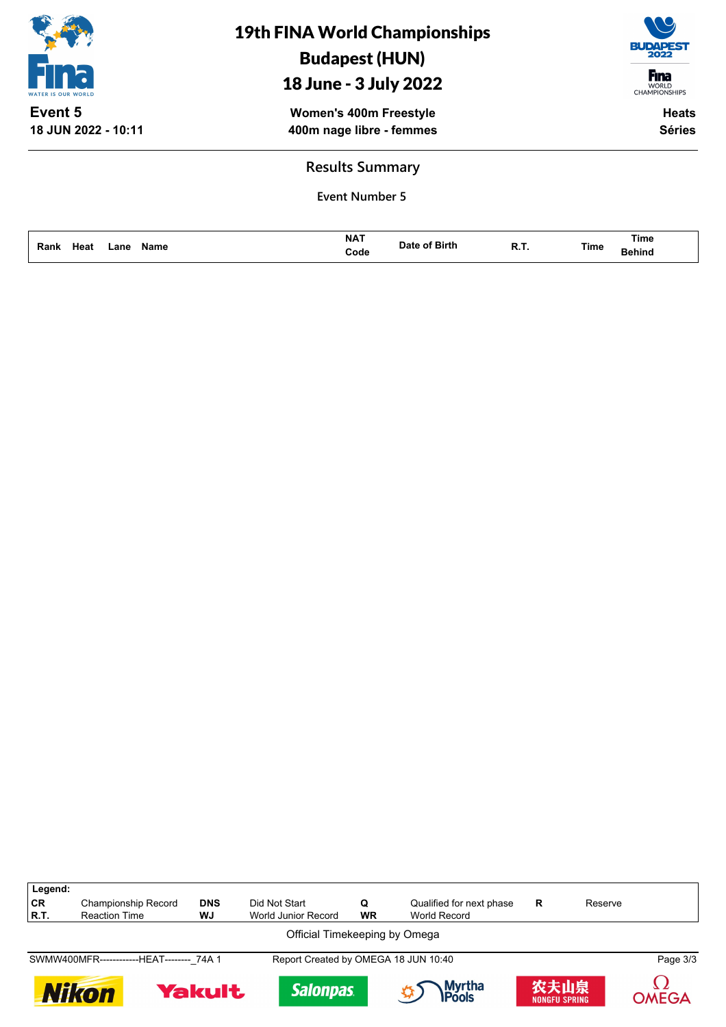# 19th FINA World Championships
# Budapest (HUN)
# 18 June - 3 July 2022

**Event 5**
**18 JUN 2022 - 10:11**

**Women's 400m Freestyle**
**400m nage libre - femmes**

**Heats**
**Séries**

## Results Summary

### Event Number 5

| Rank | Heat | Lane | Name | NAT Code | Date of Birth | R.T. | Time | Time Behind |
|---|---|---|---|---|---|---|---|---|

**Legend:**

| | | | | | | | |
|---|---|---|---|---|---|---|---|
| CR | Championship Record | DNS | Did Not Start | Q | Qualified for next phase | R | Reserve |
| R.T. | Reaction Time | WJ | World Junior Record | WR | World Record | | |

Official Timekeeping by Omega

SWMW400MFR------------HEAT--------_74A 1

Report Created by OMEGA 18 JUN 10:40